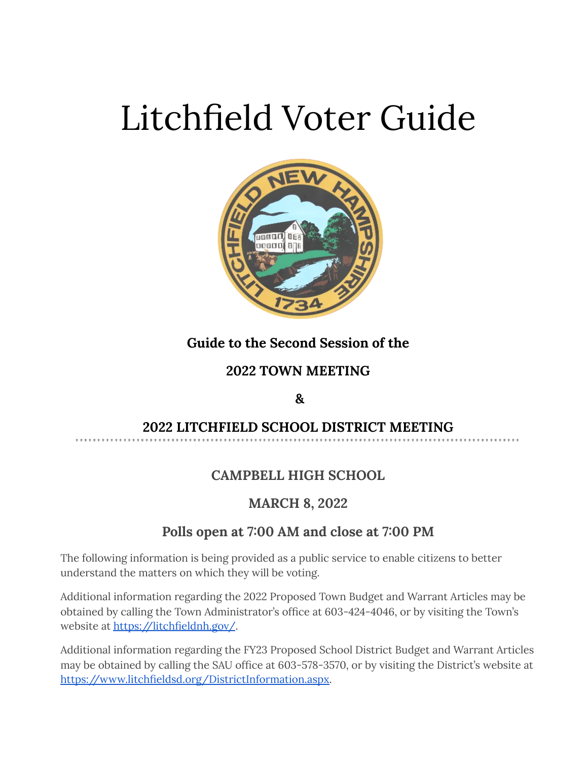# Litchfield Voter Guide

**Guide to the Second Session of the**

**2022 TOWN MEETING**

**&**

**2022 LITCHFIELD SCHOOL DISTRICT MEETING**

---

## CAMPBELL HIGH SCHOOL

## MARCH 8, 2022

## Polls open at 7:00 AM and close at 7:00 PM

The following information is being provided as a public service to enable citizens to better understand the matters on which they will be voting.

Additional information regarding the 2022 Proposed Town Budget and Warrant Articles may be obtained by calling the Town Administrator's office at 603-424-4046, or by visiting the Town's website at [https://litchfieldnh.gov/](https://litchfieldnh.gov/).

Additional information regarding the FY23 Proposed School District Budget and Warrant Articles may be obtained by calling the SAU office at 603-578-3570, or by visiting the District's website at [https://www.litchfieldsd.org/DistrictInformation.aspx](https://www.litchfieldsd.org/DistrictInformation.aspx).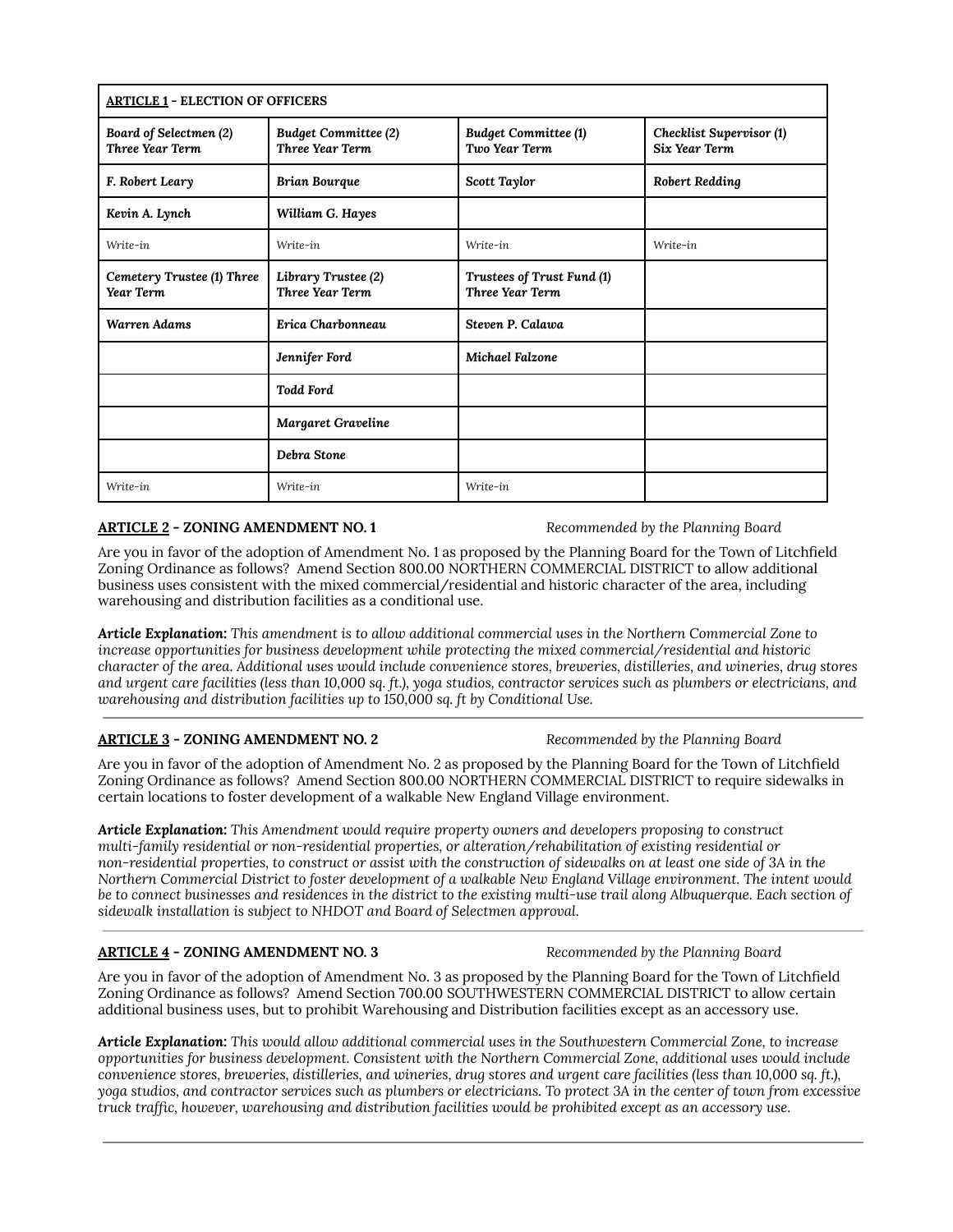| **<u>ARTICLE 1</u> - ELECTION OF OFFICERS** | | | |
|---|---|---|---|
| ***Board of Selectmen (2) Three Year Term*** | ***Budget Committee (2) Three Year Term*** | ***Budget Committee (1) Two Year Term*** | ***Checklist Supervisor (1) Six Year Term*** |
| ***F. Robert Leary*** | ***Brian Bourque*** | ***Scott Taylor*** | ***Robert Redding*** |
| ***Kevin A. Lynch*** | ***William G. Hayes*** | | |
| *Write-in* | *Write-in* | *Write-in* | *Write-in* |
| ***Cemetery Trustee (1) Three Year Term*** | ***Library Trustee (2) Three Year Term*** | ***Trustees of Trust Fund (1) Three Year Term*** | |
| ***Warren Adams*** | ***Erica Charbonneau*** | ***Steven P. Calawa*** | |
| | ***Jennifer Ford*** | ***Michael Falzone*** | |
| | ***Todd Ford*** | | |
| | ***Margaret Graveline*** | | |
| | ***Debra Stone*** | | |
| *Write-in* | *Write-in* | *Write-in* | |

**<u>ARTICLE 2</u> – ZONING AMENDMENT NO. 1** *Recommended by the Planning Board*

Are you in favor of the adoption of Amendment No. 1 as proposed by the Planning Board for the Town of Litchfield Zoning Ordinance as follows? Amend Section 800.00 NORTHERN COMMERCIAL DISTRICT to allow additional business uses consistent with the mixed commercial/residential and historic character of the area, including warehousing and distribution facilities as a conditional use.

***Article Explanation:*** *This amendment is to allow additional commercial uses in the Northern Commercial Zone to increase opportunities for business development while protecting the mixed commercial/residential and historic character of the area. Additional uses would include convenience stores, breweries, distilleries, and wineries, drug stores and urgent care facilities (less than 10,000 sq. ft.), yoga studios, contractor services such as plumbers or electricians, and warehousing and distribution facilities up to 150,000 sq. ft by Conditional Use.*

---

**<u>ARTICLE 3</u> – ZONING AMENDMENT NO. 2** *Recommended by the Planning Board*

Are you in favor of the adoption of Amendment No. 2 as proposed by the Planning Board for the Town of Litchfield Zoning Ordinance as follows? Amend Section 800.00 NORTHERN COMMERCIAL DISTRICT to require sidewalks in certain locations to foster development of a walkable New England Village environment.

***Article Explanation:*** *This Amendment would require property owners and developers proposing to construct multi-family residential or non-residential properties, or alteration/rehabilitation of existing residential or non-residential properties, to construct or assist with the construction of sidewalks on at least one side of 3A in the Northern Commercial District to foster development of a walkable New England Village environment. The intent would be to connect businesses and residences in the district to the existing multi-use trail along Albuquerque. Each section of sidewalk installation is subject to NHDOT and Board of Selectmen approval.*

---

**<u>ARTICLE 4</u> – ZONING AMENDMENT NO. 3** *Recommended by the Planning Board*

Are you in favor of the adoption of Amendment No. 3 as proposed by the Planning Board for the Town of Litchfield Zoning Ordinance as follows? Amend Section 700.00 SOUTHWESTERN COMMERCIAL DISTRICT to allow certain additional business uses, but to prohibit Warehousing and Distribution facilities except as an accessory use.

***Article Explanation:*** *This would allow additional commercial uses in the Southwestern Commercial Zone, to increase opportunities for business development. Consistent with the Northern Commercial Zone, additional uses would include convenience stores, breweries, distilleries, and wineries, drug stores and urgent care facilities (less than 10,000 sq. ft.), yoga studios, and contractor services such as plumbers or electricians. To protect 3A in the center of town from excessive truck traffic, however, warehousing and distribution facilities would be prohibited except as an accessory use.*

---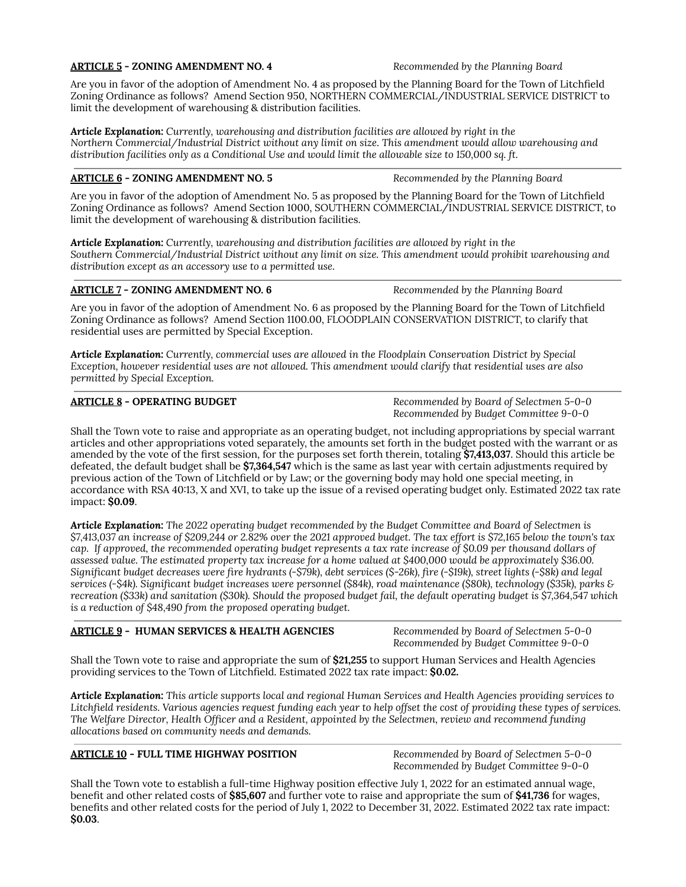**ARTICLE 5 - ZONING AMENDMENT NO. 4** *Recommended by the Planning Board*

Are you in favor of the adoption of Amendment No. 4 as proposed by the Planning Board for the Town of Litchfield Zoning Ordinance as follows? Amend Section 950, NORTHERN COMMERCIAL/INDUSTRIAL SERVICE DISTRICT to limit the development of warehousing & distribution facilities.

***Article Explanation:*** *Currently, warehousing and distribution facilities are allowed by right in the Northern Commercial/Industrial District without any limit on size. This amendment would allow warehousing and distribution facilities only as a Conditional Use and would limit the allowable size to 150,000 sq. ft.*

---

**ARTICLE 6 - ZONING AMENDMENT NO. 5** *Recommended by the Planning Board*

Are you in favor of the adoption of Amendment No. 5 as proposed by the Planning Board for the Town of Litchfield Zoning Ordinance as follows? Amend Section 1000, SOUTHERN COMMERCIAL/INDUSTRIAL SERVICE DISTRICT, to limit the development of warehousing & distribution facilities.

***Article Explanation:*** *Currently, warehousing and distribution facilities are allowed by right in the Southern Commercial/Industrial District without any limit on size. This amendment would prohibit warehousing and distribution except as an accessory use to a permitted use.*

---

**ARTICLE 7 - ZONING AMENDMENT NO. 6** *Recommended by the Planning Board*

Are you in favor of the adoption of Amendment No. 6 as proposed by the Planning Board for the Town of Litchfield Zoning Ordinance as follows? Amend Section 1100.00, FLOODPLAIN CONSERVATION DISTRICT, to clarify that residential uses are permitted by Special Exception.

***Article Explanation:*** *Currently, commercial uses are allowed in the Floodplain Conservation District by Special Exception, however residential uses are not allowed. This amendment would clarify that residential uses are also permitted by Special Exception.*

---

**ARTICLE 8 - OPERATING BUDGET** *Recommended by Board of Selectmen 5-0-0*
*Recommended by Budget Committee 9-0-0*

Shall the Town vote to raise and appropriate as an operating budget, not including appropriations by special warrant articles and other appropriations voted separately, the amounts set forth in the budget posted with the warrant or as amended by the vote of the first session, for the purposes set forth therein, totaling **$7,413,037**. Should this article be defeated, the default budget shall be **$7,364,547** which is the same as last year with certain adjustments required by previous action of the Town of Litchfield or by Law; or the governing body may hold one special meeting, in accordance with RSA 40:13, X and XVI, to take up the issue of a revised operating budget only. Estimated 2022 tax rate impact: **$0.09**.

***Article Explanation:*** *The 2022 operating budget recommended by the Budget Committee and Board of Selectmen is $7,413,037 an increase of $209,244 or 2.82% over the 2021 approved budget. The tax effort is $72,165 below the town's tax cap. If approved, the recommended operating budget represents a tax rate increase of $0.09 per thousand dollars of assessed value. The estimated property tax increase for a home valued at $400,000 would be approximately $36.00. Significant budget decreases were fire hydrants (-$79k), debt services ($-26k), fire (-$19k), street lights (-$8k) and legal services (-$4k). Significant budget increases were personnel ($84k), road maintenance ($80k), technology ($35k), parks & recreation ($33k) and sanitation ($30k). Should the proposed budget fail, the default operating budget is $7,364,547 which is a reduction of $48,490 from the proposed operating budget.*

---

**ARTICLE 9 - HUMAN SERVICES & HEALTH AGENCIES** *Recommended by Board of Selectmen 5-0-0*
*Recommended by Budget Committee 9-0-0*

Shall the Town vote to raise and appropriate the sum of **$21,255** to support Human Services and Health Agencies providing services to the Town of Litchfield. Estimated 2022 tax rate impact: **$0.02.**

***Article Explanation:*** *This article supports local and regional Human Services and Health Agencies providing services to Litchfield residents. Various agencies request funding each year to help offset the cost of providing these types of services. The Welfare Director, Health Officer and a Resident, appointed by the Selectmen, review and recommend funding allocations based on community needs and demands.*

---

**ARTICLE 10 - FULL TIME HIGHWAY POSITION** *Recommended by Board of Selectmen 5-0-0*
*Recommended by Budget Committee 9-0-0*

Shall the Town vote to establish a full-time Highway position effective July 1, 2022 for an estimated annual wage, benefit and other related costs of **$85,607** and further vote to raise and appropriate the sum of **$41,736** for wages, benefits and other related costs for the period of July 1, 2022 to December 31, 2022. Estimated 2022 tax rate impact: **$0.03**.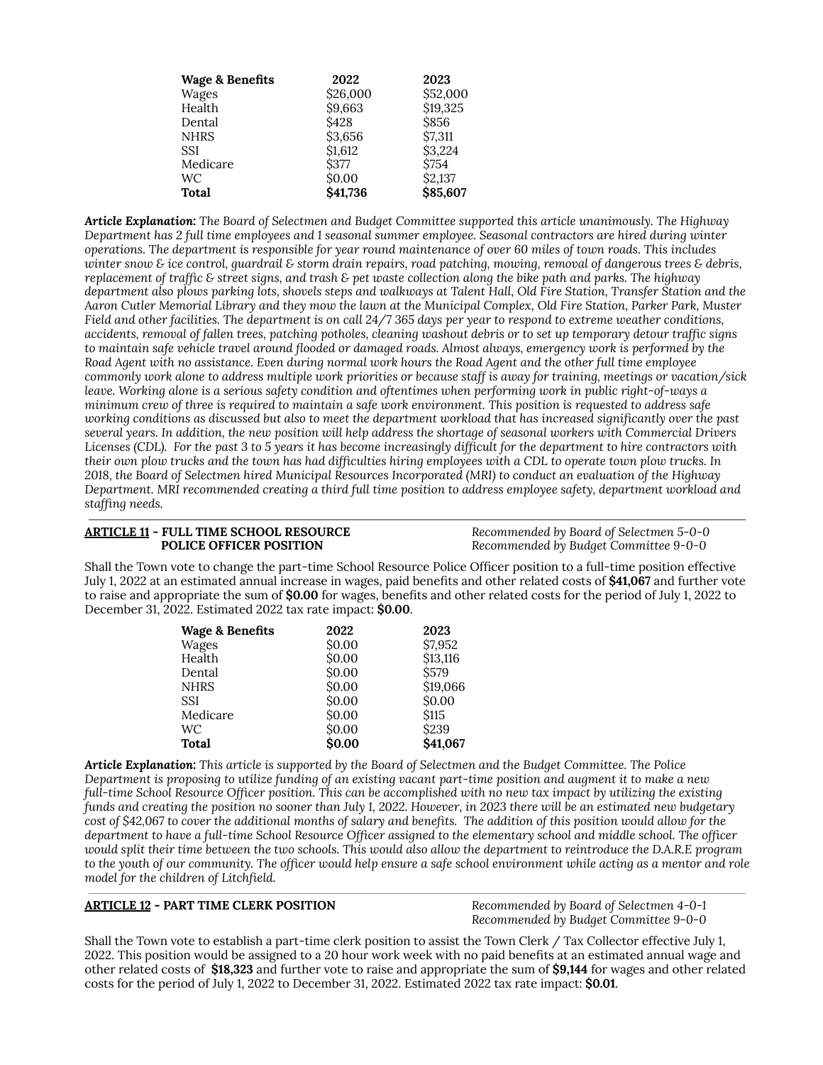| Wage & Benefits | 2022 | 2023 |
|---|---|---|
| Wages | $26,000 | $52,000 |
| Health | $9,663 | $19,325 |
| Dental | $428 | $856 |
| NHRS | $3,656 | $7,311 |
| SSI | $1,612 | $3,224 |
| Medicare | $377 | $754 |
| WC | $0.00 | $2,137 |
| **Total** | **$41,736** | **$85,607** |

***Article Explanation:*** *The Board of Selectmen and Budget Committee supported this article unanimously. The Highway Department has 2 full time employees and 1 seasonal summer employee. Seasonal contractors are hired during winter operations. The department is responsible for year round maintenance of over 60 miles of town roads. This includes winter snow & ice control, guardrail & storm drain repairs, road patching, mowing, removal of dangerous trees & debris, replacement of traffic & street signs, and trash & pet waste collection along the bike path and parks. The highway department also plows parking lots, shovels steps and walkways at Talent Hall, Old Fire Station, Transfer Station and the Aaron Cutler Memorial Library and they mow the lawn at the Municipal Complex, Old Fire Station, Parker Park, Muster Field and other facilities. The department is on call 24/7 365 days per year to respond to extreme weather conditions, accidents, removal of fallen trees, patching potholes, cleaning washout debris or to set up temporary detour traffic signs to maintain safe vehicle travel around flooded or damaged roads. Almost always, emergency work is performed by the Road Agent with no assistance. Even during normal work hours the Road Agent and the other full time employee commonly work alone to address multiple work priorities or because staff is away for training, meetings or vacation/sick leave. Working alone is a serious safety condition and oftentimes when performing work in public right-of-ways a minimum crew of three is required to maintain a safe work environment. This position is requested to address safe working conditions as discussed but also to meet the department workload that has increased significantly over the past several years. In addition, the new position will help address the shortage of seasonal workers with Commercial Drivers Licenses (CDL). For the past 3 to 5 years it has become increasingly difficult for the department to hire contractors with their own plow trucks and the town has had difficulties hiring employees with a CDL to operate town plow trucks. In 2018, the Board of Selectmen hired Municipal Resources Incorporated (MRI) to conduct an evaluation of the Highway Department. MRI recommended creating a third full time position to address employee safety, department workload and staffing needs.*

---

**ARTICLE 11 - FULL TIME SCHOOL RESOURCE POLICE OFFICER POSITION**

*Recommended by Board of Selectmen 5-0-0*
*Recommended by Budget Committee 9-0-0*

Shall the Town vote to change the part-time School Resource Police Officer position to a full-time position effective July 1, 2022 at an estimated annual increase in wages, paid benefits and other related costs of **$41,067** and further vote to raise and appropriate the sum of **$0.00** for wages, benefits and other related costs for the period of July 1, 2022 to December 31, 2022. Estimated 2022 tax rate impact: **$0.00**.

| Wage & Benefits | 2022 | 2023 |
|---|---|---|
| Wages | $0.00 | $7,952 |
| Health | $0.00 | $13,116 |
| Dental | $0.00 | $579 |
| NHRS | $0.00 | $19,066 |
| SSI | $0.00 | $0.00 |
| Medicare | $0.00 | $115 |
| WC | $0.00 | $239 |
| **Total** | **$0.00** | **$41,067** |

***Article Explanation:*** *This article is supported by the Board of Selectmen and the Budget Committee. The Police Department is proposing to utilize funding of an existing vacant part-time position and augment it to make a new full-time School Resource Officer position. This can be accomplished with no new tax impact by utilizing the existing funds and creating the position no sooner than July 1, 2022. However, in 2023 there will be an estimated new budgetary cost of $42,067 to cover the additional months of salary and benefits. The addition of this position would allow for the department to have a full-time School Resource Officer assigned to the elementary school and middle school. The officer would split their time between the two schools. This would also allow the department to reintroduce the D.A.R.E program to the youth of our community. The officer would help ensure a safe school environment while acting as a mentor and role model for the children of Litchfield.*

---

**ARTICLE 12 - PART TIME CLERK POSITION**

*Recommended by Board of Selectmen 4-0-1*
*Recommended by Budget Committee 9-0-0*

Shall the Town vote to establish a part-time clerk position to assist the Town Clerk / Tax Collector effective July 1, 2022. This position would be assigned to a 20 hour work week with no paid benefits at an estimated annual wage and other related costs of **$18,323** and further vote to raise and appropriate the sum of **$9,144** for wages and other related costs for the period of July 1, 2022 to December 31, 2022. Estimated 2022 tax rate impact: **$0.01**.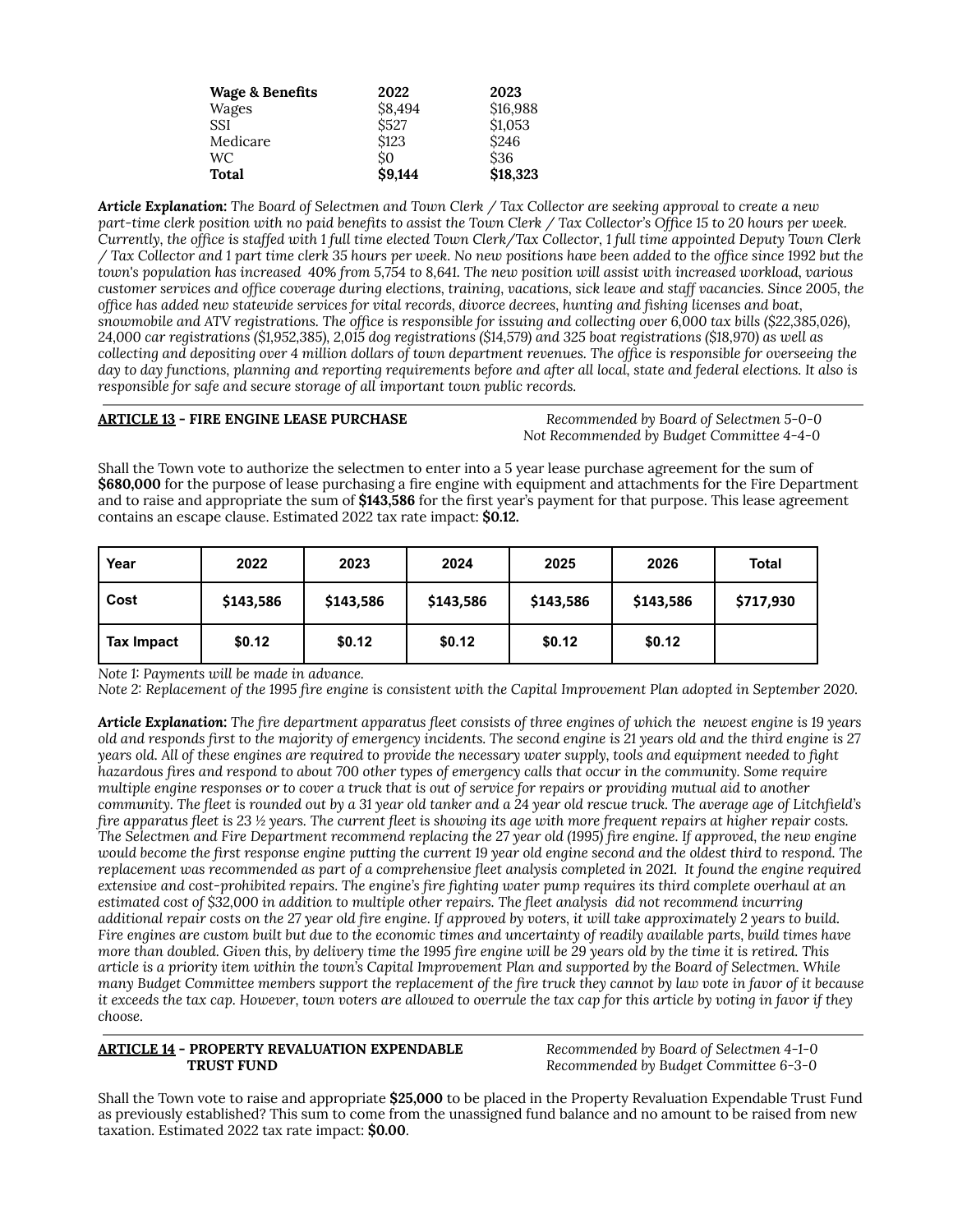| Wage & Benefits | 2022 | 2023 |
|---|---|---|
| Wages | $8,494 | $16,988 |
| SSI | $527 | $1,053 |
| Medicare | $123 | $246 |
| WC | $0 | $36 |
| **Total** | **$9,144** | **$18,323** |

***Article Explanation:*** *The Board of Selectmen and Town Clerk / Tax Collector are seeking approval to create a new part-time clerk position with no paid benefits to assist the Town Clerk / Tax Collector's Office 15 to 20 hours per week. Currently, the office is staffed with 1 full time elected Town Clerk/Tax Collector, 1 full time appointed Deputy Town Clerk / Tax Collector and 1 part time clerk 35 hours per week. No new positions have been added to the office since 1992 but the town's population has increased 40% from 5,754 to 8,641. The new position will assist with increased workload, various customer services and office coverage during elections, training, vacations, sick leave and staff vacancies. Since 2005, the office has added new statewide services for vital records, divorce decrees, hunting and fishing licenses and boat, snowmobile and ATV registrations. The office is responsible for issuing and collecting over 6,000 tax bills ($22,385,026), 24,000 car registrations ($1,952,385), 2,015 dog registrations ($14,579) and 325 boat registrations ($18,970) as well as collecting and depositing over 4 million dollars of town department revenues. The office is responsible for overseeing the day to day functions, planning and reporting requirements before and after all local, state and federal elections. It also is responsible for safe and secure storage of all important town public records.*

---

**ARTICLE 13 - FIRE ENGINE LEASE PURCHASE**

*Recommended by Board of Selectmen 5-0-0*
*Not Recommended by Budget Committee 4-4-0*

Shall the Town vote to authorize the selectmen to enter into a 5 year lease purchase agreement for the sum of **$680,000** for the purpose of lease purchasing a fire engine with equipment and attachments for the Fire Department and to raise and appropriate the sum of **$143,586** for the first year's payment for that purpose. This lease agreement contains an escape clause. Estimated 2022 tax rate impact: **$0.12.**

| Year | 2022 | 2023 | 2024 | 2025 | 2026 | Total |
|---|---|---|---|---|---|---|
| Cost | $143,586 | $143,586 | $143,586 | $143,586 | $143,586 | $717,930 |
| Tax Impact | $0.12 | $0.12 | $0.12 | $0.12 | $0.12 | |

*Note 1: Payments will be made in advance.*
*Note 2: Replacement of the 1995 fire engine is consistent with the Capital Improvement Plan adopted in September 2020.*

***Article Explanation:*** *The fire department apparatus fleet consists of three engines of which the newest engine is 19 years old and responds first to the majority of emergency incidents. The second engine is 21 years old and the third engine is 27 years old. All of these engines are required to provide the necessary water supply, tools and equipment needed to fight hazardous fires and respond to about 700 other types of emergency calls that occur in the community. Some require multiple engine responses or to cover a truck that is out of service for repairs or providing mutual aid to another community. The fleet is rounded out by a 31 year old tanker and a 24 year old rescue truck. The average age of Litchfield's fire apparatus fleet is 23 ½ years. The current fleet is showing its age with more frequent repairs at higher repair costs. The Selectmen and Fire Department recommend replacing the 27 year old (1995) fire engine. If approved, the new engine would become the first response engine putting the current 19 year old engine second and the oldest third to respond. The replacement was recommended as part of a comprehensive fleet analysis completed in 2021. It found the engine required extensive and cost-prohibited repairs. The engine's fire fighting water pump requires its third complete overhaul at an estimated cost of $32,000 in addition to multiple other repairs. The fleet analysis did not recommend incurring additional repair costs on the 27 year old fire engine. If approved by voters, it will take approximately 2 years to build. Fire engines are custom built but due to the economic times and uncertainty of readily available parts, build times have more than doubled. Given this, by delivery time the 1995 fire engine will be 29 years old by the time it is retired. This article is a priority item within the town's Capital Improvement Plan and supported by the Board of Selectmen. While many Budget Committee members support the replacement of the fire truck they cannot by law vote in favor of it because it exceeds the tax cap. However, town voters are allowed to overrule the tax cap for this article by voting in favor if they choose.*

---

**ARTICLE 14 - PROPERTY REVALUATION EXPENDABLE TRUST FUND**

*Recommended by Board of Selectmen 4-1-0*
*Recommended by Budget Committee 6-3-0*

Shall the Town vote to raise and appropriate **$25,000** to be placed in the Property Revaluation Expendable Trust Fund as previously established? This sum to come from the unassigned fund balance and no amount to be raised from new taxation. Estimated 2022 tax rate impact: **$0.00**.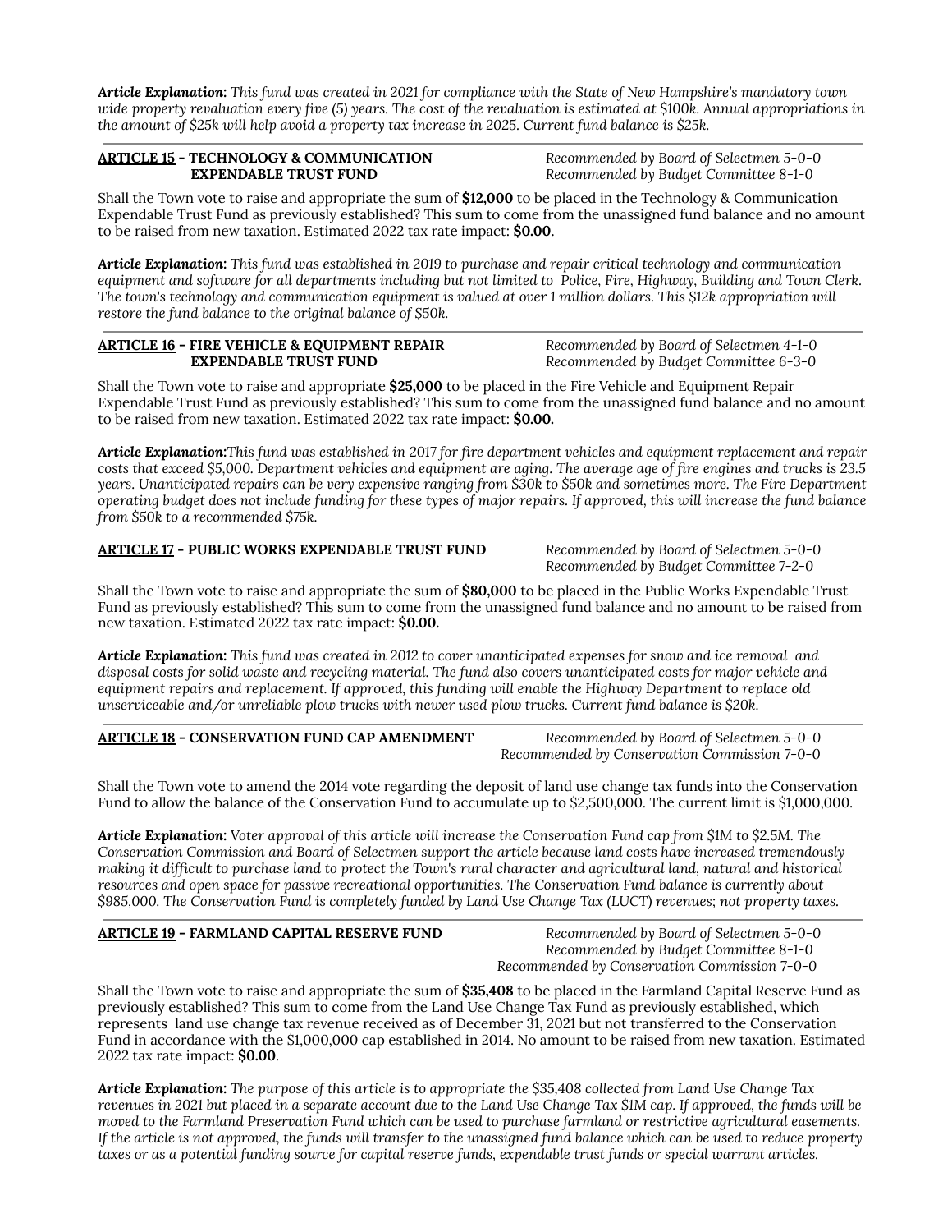***Article Explanation:*** *This fund was created in 2021 for compliance with the State of New Hampshire's mandatory town wide property revaluation every five (5) years. The cost of the revaluation is estimated at $100k. Annual appropriations in the amount of $25k will help avoid a property tax increase in 2025. Current fund balance is $25k.*

---

**<u>ARTICLE 15</u> - TECHNOLOGY & COMMUNICATION EXPENDABLE TRUST FUND**

*Recommended by Board of Selectmen 5-0-0*
*Recommended by Budget Committee 8-1-0*

Shall the Town vote to raise and appropriate the sum of **$12,000** to be placed in the Technology & Communication Expendable Trust Fund as previously established? This sum to come from the unassigned fund balance and no amount to be raised from new taxation. Estimated 2022 tax rate impact: **$0.00**.

***Article Explanation:*** *This fund was established in 2019 to purchase and repair critical technology and communication equipment and software for all departments including but not limited to Police, Fire, Highway, Building and Town Clerk. The town's technology and communication equipment is valued at over 1 million dollars. This $12k appropriation will restore the fund balance to the original balance of $50k.*

---

**<u>ARTICLE 16</u> - FIRE VEHICLE & EQUIPMENT REPAIR EXPENDABLE TRUST FUND**

*Recommended by Board of Selectmen 4-1-0*
*Recommended by Budget Committee 6-3-0*

Shall the Town vote to raise and appropriate **$25,000** to be placed in the Fire Vehicle and Equipment Repair Expendable Trust Fund as previously established? This sum to come from the unassigned fund balance and no amount to be raised from new taxation. Estimated 2022 tax rate impact: **$0.00.**

***Article Explanation:*** *This fund was established in 2017 for fire department vehicles and equipment replacement and repair costs that exceed $5,000. Department vehicles and equipment are aging. The average age of fire engines and trucks is 23.5 years. Unanticipated repairs can be very expensive ranging from $30k to $50k and sometimes more. The Fire Department operating budget does not include funding for these types of major repairs. If approved, this will increase the fund balance from $50k to a recommended $75k.*

---

**<u>ARTICLE 17</u> - PUBLIC WORKS EXPENDABLE TRUST FUND**

*Recommended by Board of Selectmen 5-0-0*
*Recommended by Budget Committee 7-2-0*

Shall the Town vote to raise and appropriate the sum of **$80,000** to be placed in the Public Works Expendable Trust Fund as previously established? This sum to come from the unassigned fund balance and no amount to be raised from new taxation. Estimated 2022 tax rate impact: **$0.00.**

***Article Explanation:*** *This fund was created in 2012 to cover unanticipated expenses for snow and ice removal and disposal costs for solid waste and recycling material. The fund also covers unanticipated costs for major vehicle and equipment repairs and replacement. If approved, this funding will enable the Highway Department to replace old unserviceable and/or unreliable plow trucks with newer used plow trucks. Current fund balance is $20k.*

---

**<u>ARTICLE 18</u> - CONSERVATION FUND CAP AMENDMENT**

*Recommended by Board of Selectmen 5-0-0*
*Recommended by Conservation Commission 7-0-0*

Shall the Town vote to amend the 2014 vote regarding the deposit of land use change tax funds into the Conservation Fund to allow the balance of the Conservation Fund to accumulate up to $2,500,000. The current limit is $1,000,000.

***Article Explanation:*** *Voter approval of this article will increase the Conservation Fund cap from $1M to $2.5M. The Conservation Commission and Board of Selectmen support the article because land costs have increased tremendously making it difficult to purchase land to protect the Town's rural character and agricultural land, natural and historical resources and open space for passive recreational opportunities. The Conservation Fund balance is currently about $985,000. The Conservation Fund is completely funded by Land Use Change Tax (LUCT) revenues; not property taxes.*

---

**<u>ARTICLE 19</u> - FARMLAND CAPITAL RESERVE FUND**

*Recommended by Board of Selectmen 5-0-0*
*Recommended by Budget Committee 8-1-0*
*Recommended by Conservation Commission 7-0-0*

Shall the Town vote to raise and appropriate the sum of **$35,408** to be placed in the Farmland Capital Reserve Fund as previously established? This sum to come from the Land Use Change Tax Fund as previously established, which represents land use change tax revenue received as of December 31, 2021 but not transferred to the Conservation Fund in accordance with the $1,000,000 cap established in 2014. No amount to be raised from new taxation. Estimated 2022 tax rate impact: **$0.00**.

***Article Explanation:*** *The purpose of this article is to appropriate the $35,408 collected from Land Use Change Tax revenues in 2021 but placed in a separate account due to the Land Use Change Tax $1M cap. If approved, the funds will be moved to the Farmland Preservation Fund which can be used to purchase farmland or restrictive agricultural easements. If the article is not approved, the funds will transfer to the unassigned fund balance which can be used to reduce property taxes or as a potential funding source for capital reserve funds, expendable trust funds or special warrant articles.*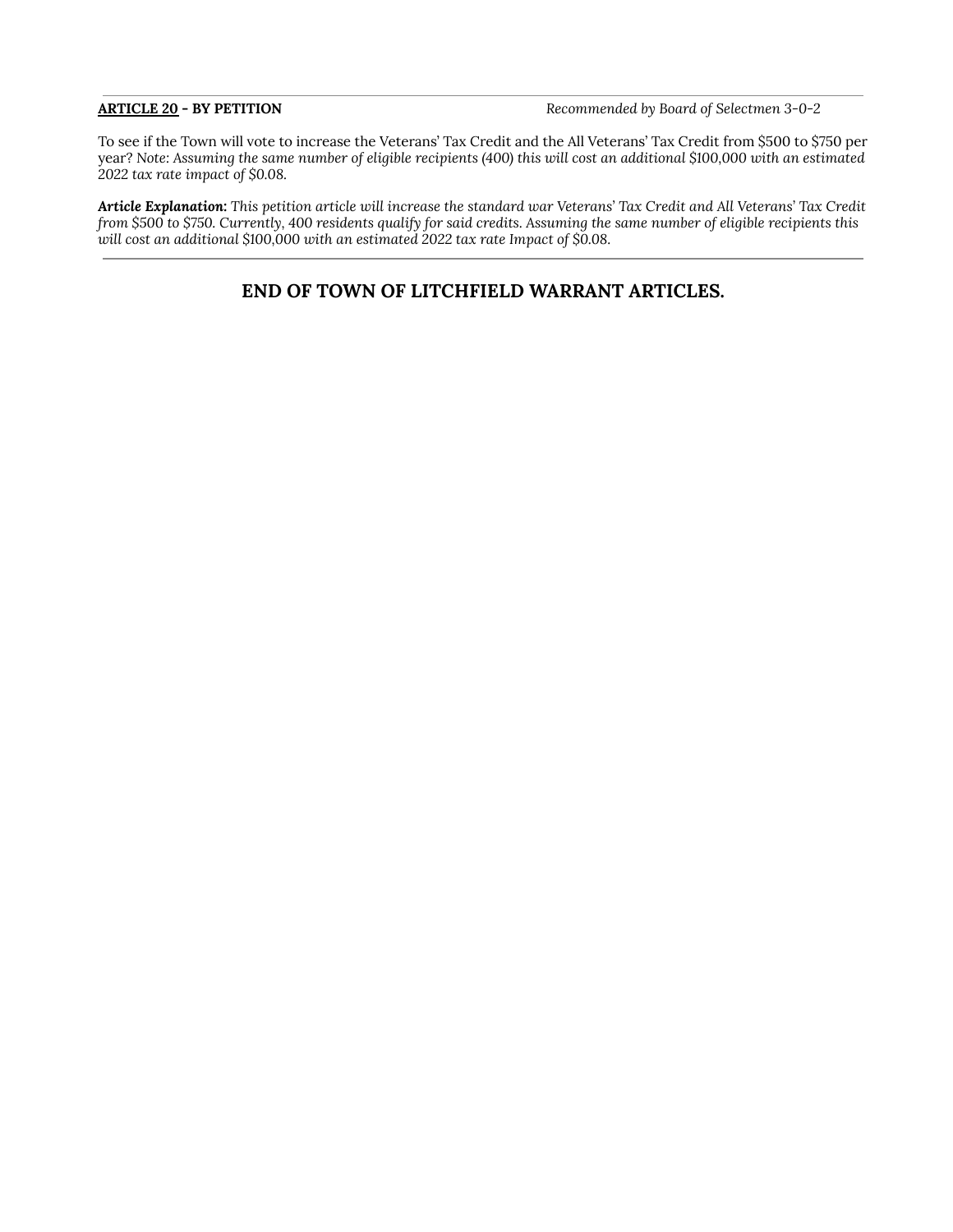---

**ARTICLE 20 - BY PETITION** *Recommended by Board of Selectmen 3-0-2*

To see if the Town will vote to increase the Veterans' Tax Credit and the All Veterans' Tax Credit from $500 to $750 per year? *Note: Assuming the same number of eligible recipients (400) this will cost an additional $100,000 with an estimated 2022 tax rate impact of $0.08.*

***Article Explanation:*** *This petition article will increase the standard war Veterans' Tax Credit and All Veterans' Tax Credit from $500 to $750. Currently, 400 residents qualify for said credits. Assuming the same number of eligible recipients this will cost an additional $100,000 with an estimated 2022 tax rate Impact of $0.08.*

---

## END OF TOWN OF LITCHFIELD WARRANT ARTICLES.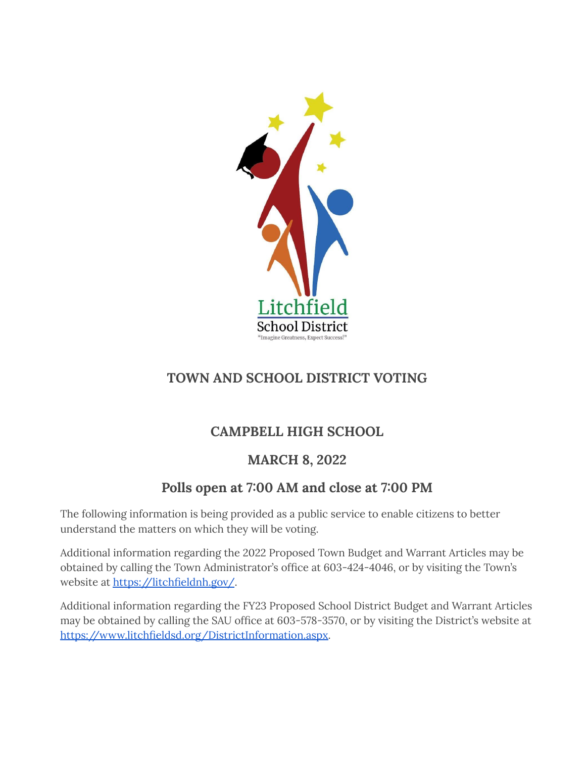Litchfield School District

"Imagine Greatness, Expect Success!"

# TOWN AND SCHOOL DISTRICT VOTING

## CAMPBELL HIGH SCHOOL

## MARCH 8, 2022

## Polls open at 7:00 AM and close at 7:00 PM

The following information is being provided as a public service to enable citizens to better understand the matters on which they will be voting.

Additional information regarding the 2022 Proposed Town Budget and Warrant Articles may be obtained by calling the Town Administrator's office at 603-424-4046, or by visiting the Town's website at https://litchfieldnh.gov/.

Additional information regarding the FY23 Proposed School District Budget and Warrant Articles may be obtained by calling the SAU office at 603-578-3570, or by visiting the District's website at https://www.litchfieldsd.org/DistrictInformation.aspx.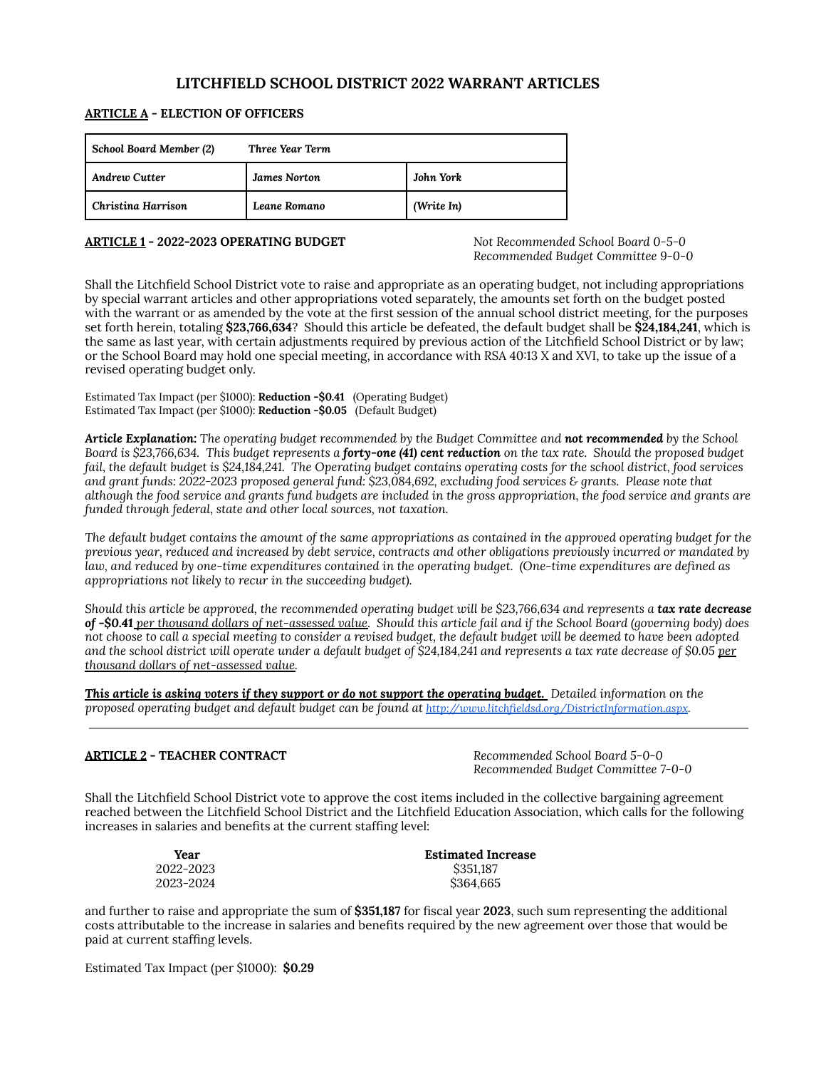# LITCHFIELD SCHOOL DISTRICT 2022 WARRANT ARTICLES

## ARTICLE A - ELECTION OF OFFICERS

| *School Board Member (2)* | *Three Year Term* | |
|---|---|---|
| *Andrew Cutter* | *James Norton* | *John York* |
| *Christina Harrison* | *Leane Romano* | *(Write In)* |

## ARTICLE 1 - 2022-2023 OPERATING BUDGET

*Not Recommended School Board 0-5-0*
*Recommended Budget Committee 9-0-0*

Shall the Litchfield School District vote to raise and appropriate as an operating budget, not including appropriations by special warrant articles and other appropriations voted separately, the amounts set forth on the budget posted with the warrant or as amended by the vote at the first session of the annual school district meeting, for the purposes set forth herein, totaling **$23,766,634**? Should this article be defeated, the default budget shall be **$24,184,241**, which is the same as last year, with certain adjustments required by previous action of the Litchfield School District or by law; or the School Board may hold one special meeting, in accordance with RSA 40:13 X and XVI, to take up the issue of a revised operating budget only.

Estimated Tax Impact (per $1000): **Reduction -$0.41** (Operating Budget)
Estimated Tax Impact (per $1000): **Reduction -$0.05** (Default Budget)

***Article Explanation:*** *The operating budget recommended by the Budget Committee and* ***not recommended*** *by the School Board is $23,766,634. This budget represents a* ***forty-one (41) cent reduction*** *on the tax rate. Should the proposed budget fail, the default budget is $24,184,241. The Operating budget contains operating costs for the school district, food services and grant funds: 2022-2023 proposed general fund: $23,084,692, excluding food services & grants. Please note that although the food service and grants fund budgets are included in the gross appropriation, the food service and grants are funded through federal, state and other local sources, not taxation.*

*The default budget contains the amount of the same appropriations as contained in the approved operating budget for the previous year, reduced and increased by debt service, contracts and other obligations previously incurred or mandated by law, and reduced by one-time expenditures contained in the operating budget. (One-time expenditures are defined as appropriations not likely to recur in the succeeding budget).*

*Should this article be approved, the recommended operating budget will be $23,766,634 and represents a* ***tax rate decrease of -$0.41*** *per thousand dollars of net-assessed value. Should this article fail and if the School Board (governing body) does not choose to call a special meeting to consider a revised budget, the default budget will be deemed to have been adopted and the school district will operate under a default budget of $24,184,241 and represents a tax rate decrease of $0.05 per thousand dollars of net-assessed value.*

***This article is asking voters if they support or do not support the operating budget.*** *Detailed information on the proposed operating budget and default budget can be found at [http://www.litchfieldsd.org/DistrictInformation.aspx](http://www.litchfieldsd.org/DistrictInformation.aspx).*

---

## ARTICLE 2 - TEACHER CONTRACT

*Recommended School Board 5-0-0*
*Recommended Budget Committee 7-0-0*

Shall the Litchfield School District vote to approve the cost items included in the collective bargaining agreement reached between the Litchfield School District and the Litchfield Education Association, which calls for the following increases in salaries and benefits at the current staffing level:

| Year | Estimated Increase |
|---|---|
| 2022-2023 | $351,187 |
| 2023-2024 | $364,665 |

and further to raise and appropriate the sum of **$351,187** for fiscal year **2023**, such sum representing the additional costs attributable to the increase in salaries and benefits required by the new agreement over those that would be paid at current staffing levels.

Estimated Tax Impact (per $1000): **$0.29**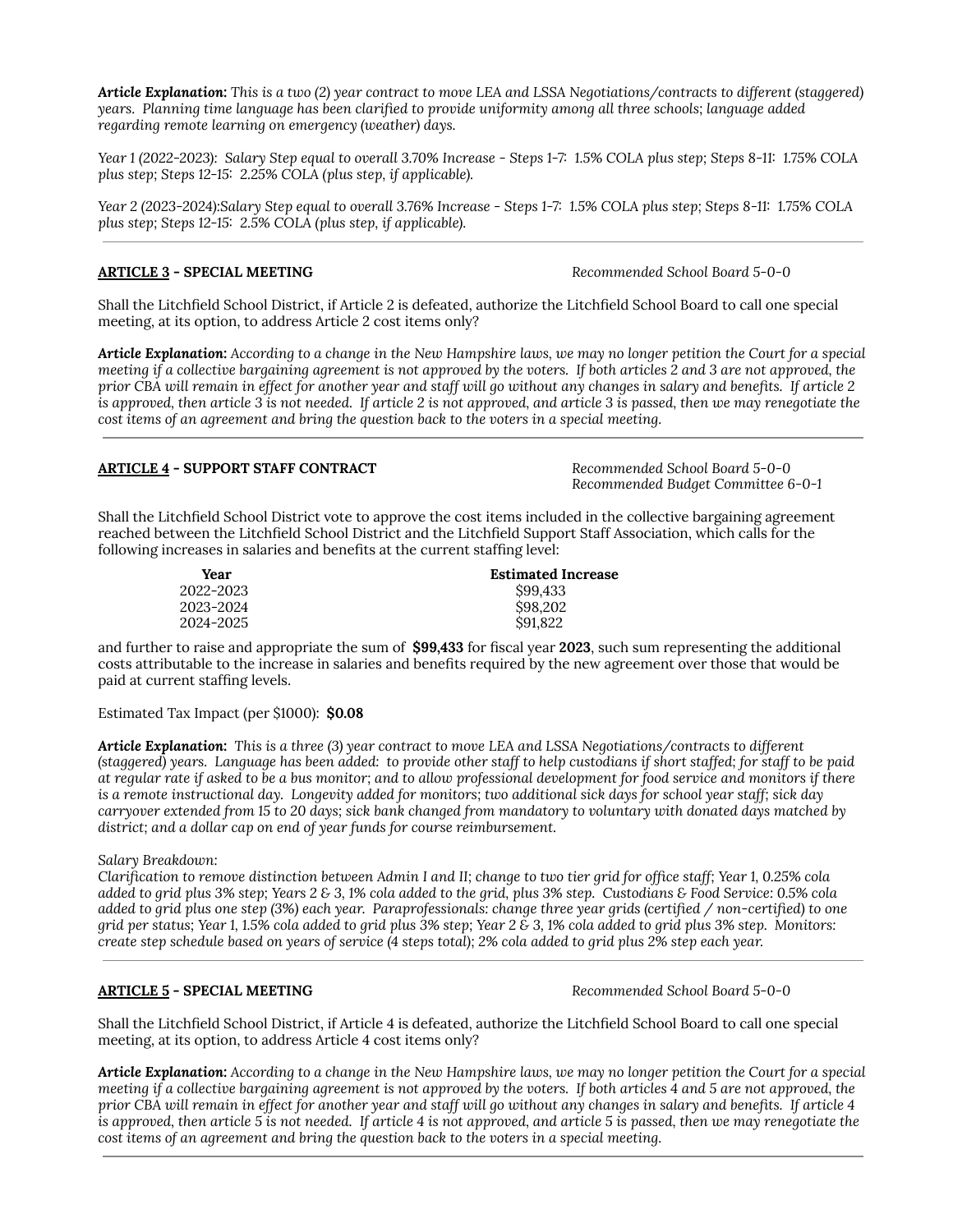***Article Explanation:*** *This is a two (2) year contract to move LEA and LSSA Negotiations/contracts to different (staggered) years. Planning time language has been clarified to provide uniformity among all three schools; language added regarding remote learning on emergency (weather) days.*

*Year 1 (2022-2023): Salary Step equal to overall 3.70% Increase - Steps 1-7: 1.5% COLA plus step; Steps 8-11: 1.75% COLA plus step; Steps 12-15: 2.25% COLA (plus step, if applicable).*

*Year 2 (2023-2024):Salary Step equal to overall 3.76% Increase - Steps 1-7: 1.5% COLA plus step; Steps 8-11: 1.75% COLA plus step; Steps 12-15: 2.5% COLA (plus step, if applicable).*

---

**ARTICLE 3 – SPECIAL MEETING** *Recommended School Board 5-0-0*

Shall the Litchfield School District, if Article 2 is defeated, authorize the Litchfield School Board to call one special meeting, at its option, to address Article 2 cost items only?

***Article Explanation:*** *According to a change in the New Hampshire laws, we may no longer petition the Court for a special meeting if a collective bargaining agreement is not approved by the voters. If both articles 2 and 3 are not approved, the prior CBA will remain in effect for another year and staff will go without any changes in salary and benefits. If article 2 is approved, then article 3 is not needed. If article 2 is not approved, and article 3 is passed, then we may renegotiate the cost items of an agreement and bring the question back to the voters in a special meeting.*

---

**ARTICLE 4 – SUPPORT STAFF CONTRACT** *Recommended School Board 5-0-0*
*Recommended Budget Committee 6-0-1*

Shall the Litchfield School District vote to approve the cost items included in the collective bargaining agreement reached between the Litchfield School District and the Litchfield Support Staff Association, which calls for the following increases in salaries and benefits at the current staffing level:

| Year | Estimated Increase |
|---|---|
| 2022-2023 | $99,433 |
| 2023-2024 | $98,202 |
| 2024-2025 | $91,822 |

and further to raise and appropriate the sum of **$99,433** for fiscal year **2023**, such sum representing the additional costs attributable to the increase in salaries and benefits required by the new agreement over those that would be paid at current staffing levels.

Estimated Tax Impact (per $1000): **$0.08**

***Article Explanation:*** *This is a three (3) year contract to move LEA and LSSA Negotiations/contracts to different (staggered) years. Language has been added: to provide other staff to help custodians if short staffed; for staff to be paid at regular rate if asked to be a bus monitor; and to allow professional development for food service and monitors if there is a remote instructional day. Longevity added for monitors; two additional sick days for school year staff; sick day carryover extended from 15 to 20 days; sick bank changed from mandatory to voluntary with donated days matched by district; and a dollar cap on end of year funds for course reimbursement.*

*Salary Breakdown:*
*Clarification to remove distinction between Admin I and II; change to two tier grid for office staff; Year 1, 0.25% cola added to grid plus 3% step; Years 2 & 3, 1% cola added to the grid, plus 3% step. Custodians & Food Service: 0.5% cola added to grid plus one step (3%) each year. Paraprofessionals: change three year grids (certified / non-certified) to one grid per status; Year 1, 1.5% cola added to grid plus 3% step; Year 2 & 3, 1% cola added to grid plus 3% step. Monitors: create step schedule based on years of service (4 steps total); 2% cola added to grid plus 2% step each year.*

---

**ARTICLE 5 – SPECIAL MEETING** *Recommended School Board 5-0-0*

Shall the Litchfield School District, if Article 4 is defeated, authorize the Litchfield School Board to call one special meeting, at its option, to address Article 4 cost items only?

***Article Explanation:*** *According to a change in the New Hampshire laws, we may no longer petition the Court for a special meeting if a collective bargaining agreement is not approved by the voters. If both articles 4 and 5 are not approved, the prior CBA will remain in effect for another year and staff will go without any changes in salary and benefits. If article 4 is approved, then article 5 is not needed. If article 4 is not approved, and article 5 is passed, then we may renegotiate the cost items of an agreement and bring the question back to the voters in a special meeting.*

---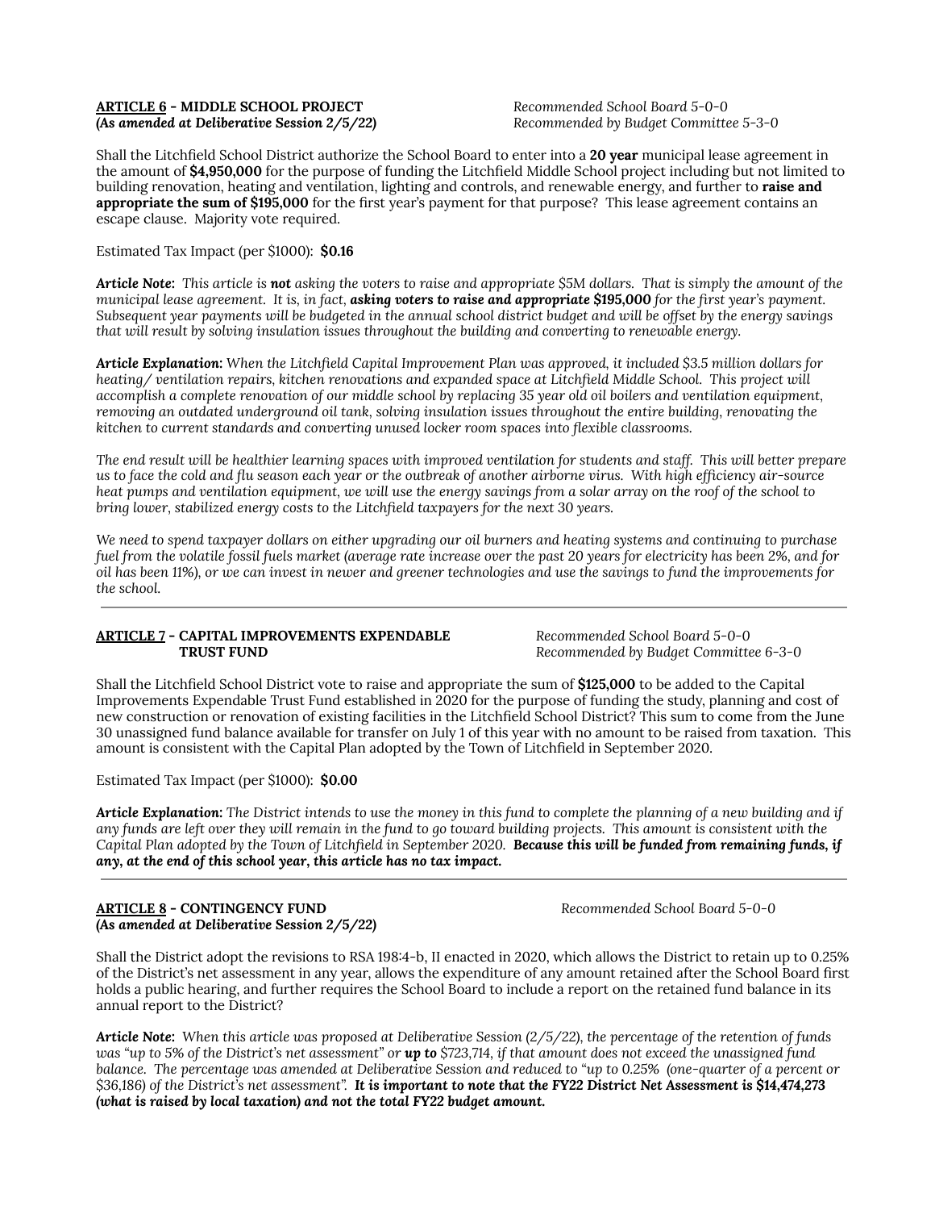**ARTICLE 6 - MIDDLE SCHOOL PROJECT**
***(As amended at Deliberative Session 2/5/22)***

*Recommended School Board 5-0-0*
*Recommended by Budget Committee 5-3-0*

Shall the Litchfield School District authorize the School Board to enter into a **20 year** municipal lease agreement in the amount of **$4,950,000** for the purpose of funding the Litchfield Middle School project including but not limited to building renovation, heating and ventilation, lighting and controls, and renewable energy, and further to **raise and appropriate the sum of $195,000** for the first year's payment for that purpose? This lease agreement contains an escape clause. Majority vote required.

Estimated Tax Impact (per $1000): **$0.16**

***Article Note:*** *This article is **not** asking the voters to raise and appropriate $5M dollars. That is simply the amount of the municipal lease agreement. It is, in fact, **asking voters to raise and appropriate $195,000** for the first year's payment. Subsequent year payments will be budgeted in the annual school district budget and will be offset by the energy savings that will result by solving insulation issues throughout the building and converting to renewable energy.*

***Article Explanation:*** *When the Litchfield Capital Improvement Plan was approved, it included $3.5 million dollars for heating/ ventilation repairs, kitchen renovations and expanded space at Litchfield Middle School. This project will accomplish a complete renovation of our middle school by replacing 35 year old oil boilers and ventilation equipment, removing an outdated underground oil tank, solving insulation issues throughout the entire building, renovating the kitchen to current standards and converting unused locker room spaces into flexible classrooms.*

*The end result will be healthier learning spaces with improved ventilation for students and staff. This will better prepare us to face the cold and flu season each year or the outbreak of another airborne virus. With high efficiency air-source heat pumps and ventilation equipment, we will use the energy savings from a solar array on the roof of the school to bring lower, stabilized energy costs to the Litchfield taxpayers for the next 30 years.*

*We need to spend taxpayer dollars on either upgrading our oil burners and heating systems and continuing to purchase fuel from the volatile fossil fuels market (average rate increase over the past 20 years for electricity has been 2%, and for oil has been 11%), or we can invest in newer and greener technologies and use the savings to fund the improvements for the school.*

---

**ARTICLE 7 - CAPITAL IMPROVEMENTS EXPENDABLE TRUST FUND**

*Recommended School Board 5-0-0*
*Recommended by Budget Committee 6-3-0*

Shall the Litchfield School District vote to raise and appropriate the sum of **$125,000** to be added to the Capital Improvements Expendable Trust Fund established in 2020 for the purpose of funding the study, planning and cost of new construction or renovation of existing facilities in the Litchfield School District? This sum to come from the June 30 unassigned fund balance available for transfer on July 1 of this year with no amount to be raised from taxation. This amount is consistent with the Capital Plan adopted by the Town of Litchfield in September 2020.

Estimated Tax Impact (per $1000): **$0.00**

***Article Explanation:*** *The District intends to use the money in this fund to complete the planning of a new building and if any funds are left over they will remain in the fund to go toward building projects. This amount is consistent with the Capital Plan adopted by the Town of Litchfield in September 2020.* ***Because this will be funded from remaining funds, if any, at the end of this school year, this article has no tax impact.***

---

**ARTICLE 8 - CONTINGENCY FUND**
***(As amended at Deliberative Session 2/5/22)***

*Recommended School Board 5-0-0*

Shall the District adopt the revisions to RSA 198:4-b, II enacted in 2020, which allows the District to retain up to 0.25% of the District's net assessment in any year, allows the expenditure of any amount retained after the School Board first holds a public hearing, and further requires the School Board to include a report on the retained fund balance in its annual report to the District?

***Article Note:*** *When this article was proposed at Deliberative Session (2/5/22), the percentage of the retention of funds was "up to 5% of the District's net assessment" or **up to** $723,714, if that amount does not exceed the unassigned fund balance. The percentage was amended at Deliberative Session and reduced to "up to 0.25% (one-quarter of a percent or $36,186) of the District's net assessment".* ***It is important to note that the FY22 District Net Assessment is $14,474,273 (what is raised by local taxation) and not the total FY22 budget amount.***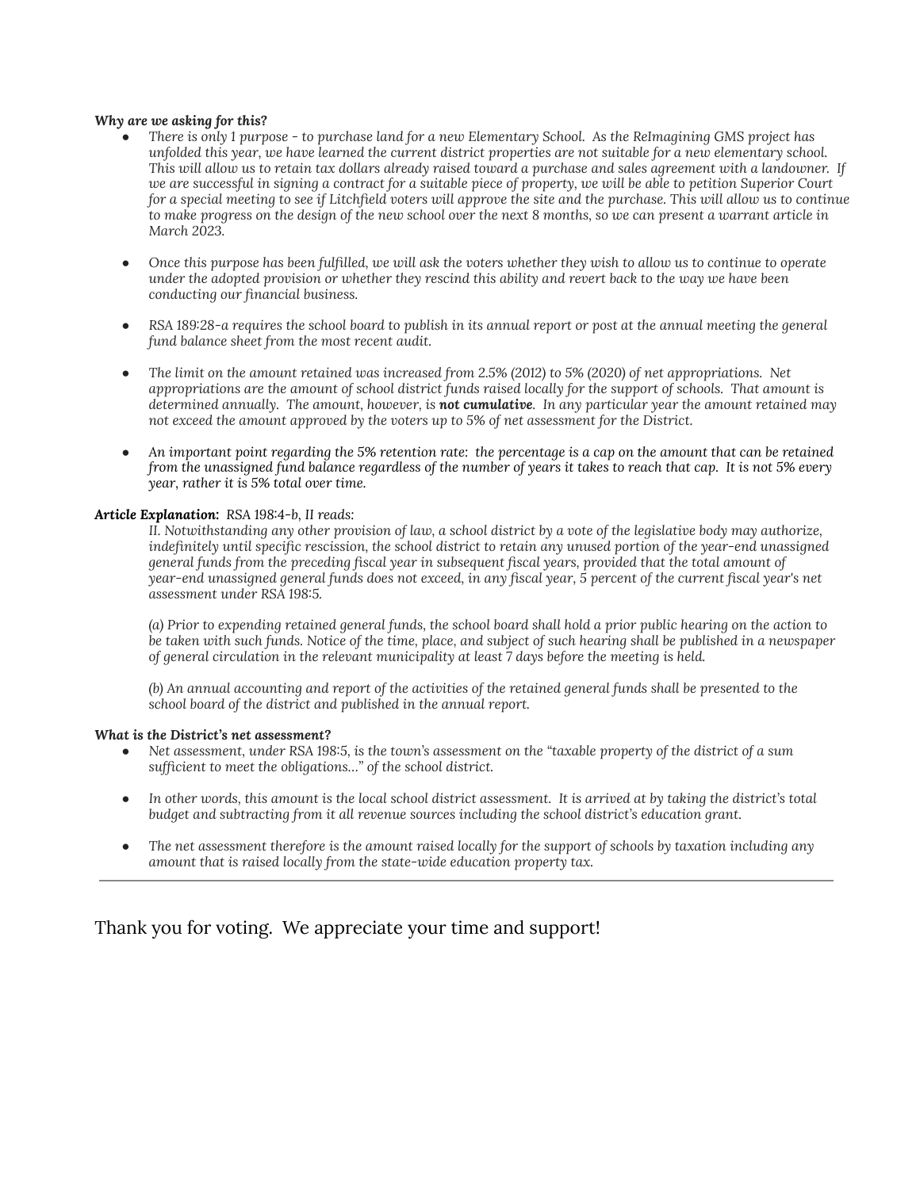***Why are we asking for this?***

- *There is only 1 purpose - to purchase land for a new Elementary School. As the ReImagining GMS project has unfolded this year, we have learned the current district properties are not suitable for a new elementary school. This will allow us to retain tax dollars already raised toward a purchase and sales agreement with a landowner. If we are successful in signing a contract for a suitable piece of property, we will be able to petition Superior Court for a special meeting to see if Litchfield voters will approve the site and the purchase. This will allow us to continue to make progress on the design of the new school over the next 8 months, so we can present a warrant article in March 2023.*

- *Once this purpose has been fulfilled, we will ask the voters whether they wish to allow us to continue to operate under the adopted provision or whether they rescind this ability and revert back to the way we have been conducting our financial business.*

- *RSA 189:28-a requires the school board to publish in its annual report or post at the annual meeting the general fund balance sheet from the most recent audit.*

- *The limit on the amount retained was increased from 2.5% (2012) to 5% (2020) of net appropriations. Net appropriations are the amount of school district funds raised locally for the support of schools. That amount is determined annually. The amount, however, is **not cumulative**. In any particular year the amount retained may not exceed the amount approved by the voters up to 5% of net assessment for the District.*

- *An important point regarding the 5% retention rate: the percentage is a cap on the amount that can be retained from the unassigned fund balance regardless of the number of years it takes to reach that cap. It is not 5% every year, rather it is 5% total over time.*

***Article Explanation:*** *RSA 198:4-b, II reads:*

> *II. Notwithstanding any other provision of law, a school district by a vote of the legislative body may authorize, indefinitely until specific rescission, the school district to retain any unused portion of the year-end unassigned general funds from the preceding fiscal year in subsequent fiscal years, provided that the total amount of year-end unassigned general funds does not exceed, in any fiscal year, 5 percent of the current fiscal year's net assessment under RSA 198:5.*
>
> *(a) Prior to expending retained general funds, the school board shall hold a prior public hearing on the action to be taken with such funds. Notice of the time, place, and subject of such hearing shall be published in a newspaper of general circulation in the relevant municipality at least 7 days before the meeting is held.*
>
> *(b) An annual accounting and report of the activities of the retained general funds shall be presented to the school board of the district and published in the annual report.*

***What is the District's net assessment?***

- *Net assessment, under RSA 198:5, is the town's assessment on the "taxable property of the district of a sum sufficient to meet the obligations…" of the school district.*

- *In other words, this amount is the local school district assessment. It is arrived at by taking the district's total budget and subtracting from it all revenue sources including the school district's education grant.*

- *The net assessment therefore is the amount raised locally for the support of schools by taxation including any amount that is raised locally from the state-wide education property tax.*

---

Thank you for voting. We appreciate your time and support!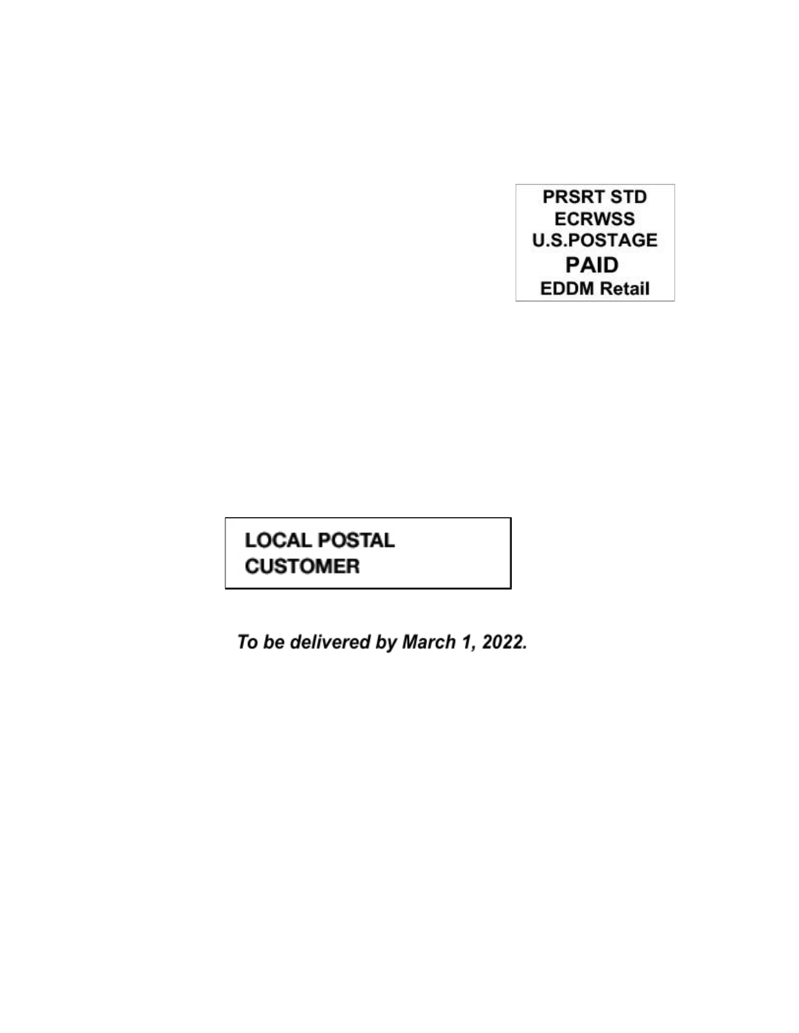**PRSRT STD**
**ECRWSS**
**U.S.POSTAGE**
**PAID**
**EDDM Retail**

**LOCAL POSTAL**
**CUSTOMER**

***To be delivered by March 1, 2022.***